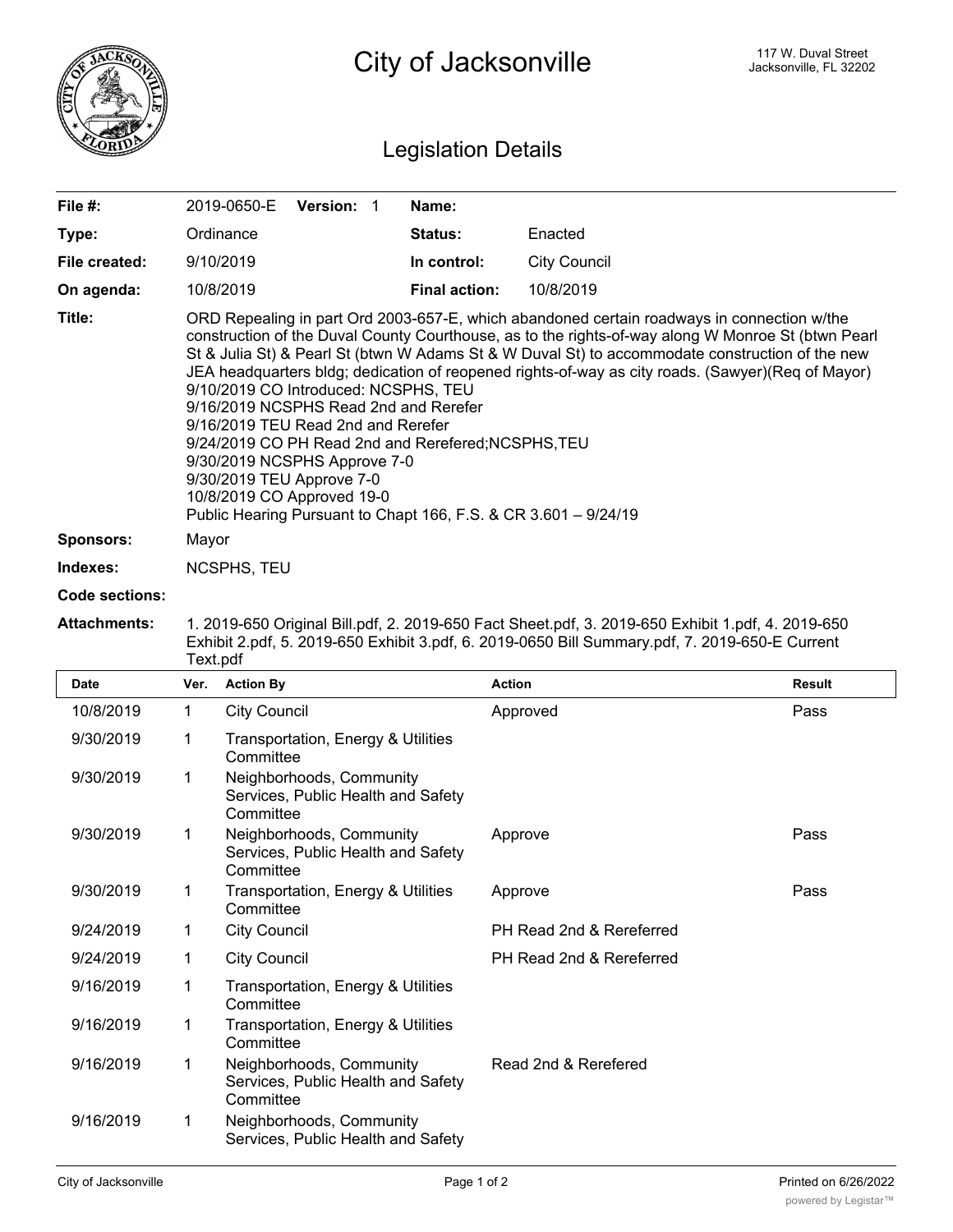# City of Jacksonville

117 W. Duval Street
Jacksonville, FL 32202

## Legislation Details

| | | | |
|---|---|---|---|
| **File #:** | 2019-0650-E **Version:** 1 | **Name:** | |
| **Type:** | Ordinance | **Status:** | Enacted |
| **File created:** | 9/10/2019 | **In control:** | City Council |
| **On agenda:** | 10/8/2019 | **Final action:** | 10/8/2019 |

**Title:** ORD Repealing in part Ord 2003-657-E, which abandoned certain roadways in connection w/the construction of the Duval County Courthouse, as to the rights-of-way along W Monroe St (btwn Pearl St & Julia St) & Pearl St (btwn W Adams St & W Duval St) to accommodate construction of the new JEA headquarters bldg; dedication of reopened rights-of-way as city roads. (Sawyer)(Req of Mayor)
9/10/2019 CO Introduced: NCSPHS, TEU
9/16/2019 NCSPHS Read 2nd and Rerefer
9/16/2019 TEU Read 2nd and Rerefer
9/24/2019 CO PH Read 2nd and Rerefered;NCSPHS,TEU
9/30/2019 NCSPHS Approve 7-0
9/30/2019 TEU Approve 7-0
10/8/2019 CO Approved 19-0
Public Hearing Pursuant to Chapt 166, F.S. & CR 3.601 – 9/24/19

**Sponsors:** Mayor

**Indexes:** NCSPHS, TEU

**Code sections:**

**Attachments:** 1. 2019-650 Original Bill.pdf, 2. 2019-650 Fact Sheet.pdf, 3. 2019-650 Exhibit 1.pdf, 4. 2019-650 Exhibit 2.pdf, 5. 2019-650 Exhibit 3.pdf, 6. 2019-0650 Bill Summary.pdf, 7. 2019-650-E Current Text.pdf

| Date | Ver. | Action By | Action | Result |
|---|---|---|---|---|
| 10/8/2019 | 1 | City Council | Approved | Pass |
| 9/30/2019 | 1 | Transportation, Energy & Utilities Committee | | |
| 9/30/2019 | 1 | Neighborhoods, Community Services, Public Health and Safety Committee | | |
| 9/30/2019 | 1 | Neighborhoods, Community Services, Public Health and Safety Committee | Approve | Pass |
| 9/30/2019 | 1 | Transportation, Energy & Utilities Committee | Approve | Pass |
| 9/24/2019 | 1 | City Council | PH Read 2nd & Rereferred | |
| 9/24/2019 | 1 | City Council | PH Read 2nd & Rereferred | |
| 9/16/2019 | 1 | Transportation, Energy & Utilities Committee | | |
| 9/16/2019 | 1 | Transportation, Energy & Utilities Committee | | |
| 9/16/2019 | 1 | Neighborhoods, Community Services, Public Health and Safety Committee | Read 2nd & Rerefered | |
| 9/16/2019 | 1 | Neighborhoods, Community Services, Public Health and Safety | | |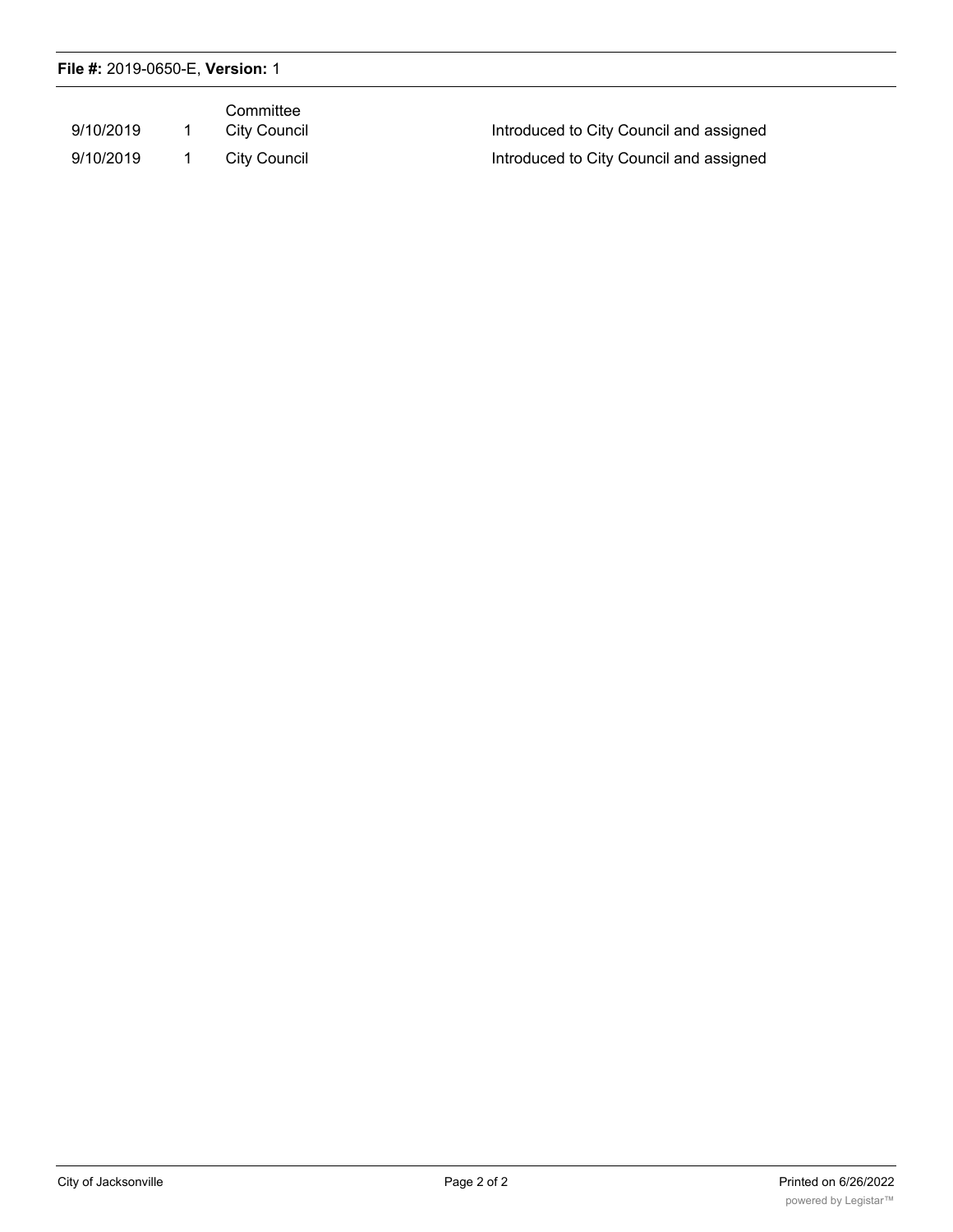| | | | |
|---|---|---|---|
| | | Committee | |
| 9/10/2019 | 1 | City Council | Introduced to City Council and assigned |
| 9/10/2019 | 1 | City Council | Introduced to City Council and assigned |